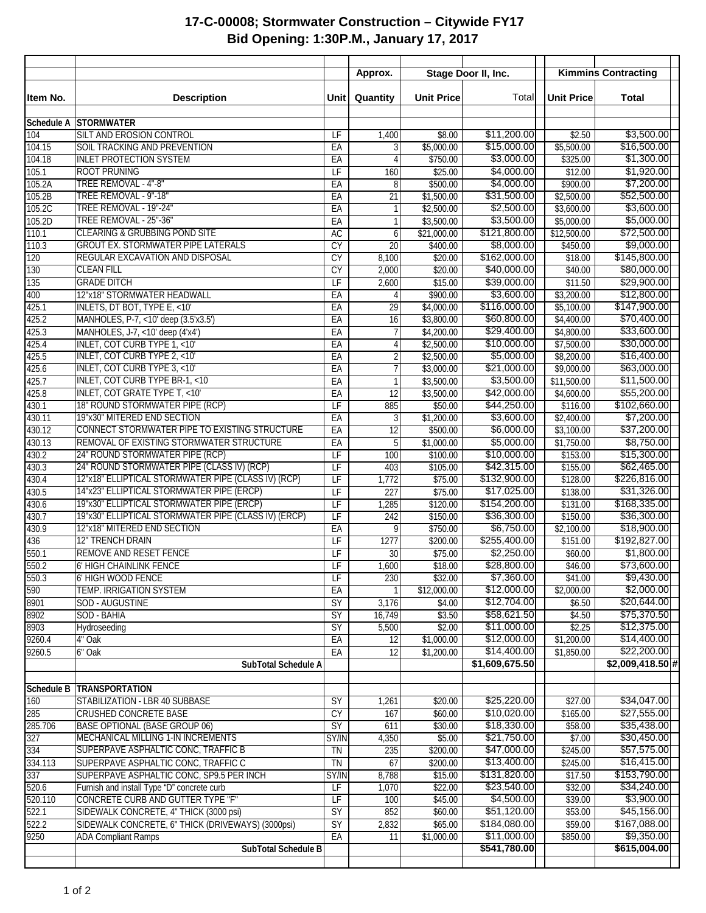# 17-C-00008; Stormwater Construction – Citywide FY17

## Bid Opening: 1:30P.M., January 17, 2017

| Item No. | Description | Unit | Approx. Quantity | Stage Door II, Inc. Unit Price | Stage Door II, Inc. Total | Kimmins Contracting Unit Price | Kimmins Contracting Total |
|---|---|---|---|---|---|---|---|
| **Schedule A** | **STORMWATER** | | | | | | |
| 104 | SILT AND EROSION CONTROL | LF | 1,400 | $8.00 | $11,200.00 | $2.50 | $3,500.00 |
| 104.15 | SOIL TRACKING AND PREVENTION | EA | 3 | $5,000.00 | $15,000.00 | $5,500.00 | $16,500.00 |
| 104.18 | INLET PROTECTION SYSTEM | EA | 4 | $750.00 | $3,000.00 | $325.00 | $1,300.00 |
| 105.1 | ROOT PRUNING | LF | 160 | $25.00 | $4,000.00 | $12.00 | $1,920.00 |
| 105.2A | TREE REMOVAL - 4"-8" | EA | 8 | $500.00 | $4,000.00 | $900.00 | $7,200.00 |
| 105.2B | TREE REMOVAL - 9"-18" | EA | 21 | $1,500.00 | $31,500.00 | $2,500.00 | $52,500.00 |
| 105.2C | TREE REMOVAL - 19"-24" | EA | 1 | $2,500.00 | $2,500.00 | $3,600.00 | $3,600.00 |
| 105.2D | TREE REMOVAL - 25"-36" | EA | 1 | $3,500.00 | $3,500.00 | $5,000.00 | $5,000.00 |
| 110.1 | CLEARING & GRUBBING POND SITE | AC | 6 | $21,000.00 | $121,800.00 | $12,500.00 | $72,500.00 |
| 110.3 | GROUT EX. STORMWATER PIPE LATERALS | CY | 20 | $400.00 | $8,000.00 | $450.00 | $9,000.00 |
| 120 | REGULAR EXCAVATION AND DISPOSAL | CY | 8,100 | $20.00 | $162,000.00 | $18.00 | $145,800.00 |
| 130 | CLEAN FILL | CY | 2,000 | $20.00 | $40,000.00 | $40.00 | $80,000.00 |
| 135 | GRADE DITCH | LF | 2,600 | $15.00 | $39,000.00 | $11.50 | $29,900.00 |
| 400 | 12"x18" STORMWATER HEADWALL | EA | 4 | $900.00 | $3,600.00 | $3,200.00 | $12,800.00 |
| 425.1 | INLETS, DT BOT, TYPE E, <10' | EA | 29 | $4,000.00 | $116,000.00 | $5,100.00 | $147,900.00 |
| 425.2 | MANHOLES, P-7, <10' deep (3.5'x3.5') | EA | 16 | $3,800.00 | $60,800.00 | $4,400.00 | $70,400.00 |
| 425.3 | MANHOLES, J-7, <10' deep (4'x4') | EA | 7 | $4,200.00 | $29,400.00 | $4,800.00 | $33,600.00 |
| 425.4 | INLET, COT CURB TYPE 1, <10' | EA | 4 | $2,500.00 | $10,000.00 | $7,500.00 | $30,000.00 |
| 425.5 | INLET, COT CURB TYPE 2, <10' | EA | 2 | $2,500.00 | $5,000.00 | $8,200.00 | $16,400.00 |
| 425.6 | INLET, COT CURB TYPE 3, <10' | EA | 7 | $3,000.00 | $21,000.00 | $9,000.00 | $63,000.00 |
| 425.7 | INLET, COT CURB TYPE BR-1, <10 | EA | 1 | $3,500.00 | $3,500.00 | $11,500.00 | $11,500.00 |
| 425.8 | INLET, COT GRATE TYPE T, <10' | EA | 12 | $3,500.00 | $42,000.00 | $4,600.00 | $55,200.00 |
| 430.1 | 18" ROUND STORMWATER PIPE (RCP) | LF | 885 | $50.00 | $44,250.00 | $116.00 | $102,660.00 |
| 430.11 | 19"x30" MITERED END SECTION | EA | 3 | $1,200.00 | $3,600.00 | $2,400.00 | $7,200.00 |
| 430.12 | CONNECT STORMWATER PIPE TO EXISTING STRUCTURE | EA | 12 | $500.00 | $6,000.00 | $3,100.00 | $37,200.00 |
| 430.13 | REMOVAL OF EXISTING STORMWATER STRUCTURE | EA | 5 | $1,000.00 | $5,000.00 | $1,750.00 | $8,750.00 |
| 430.2 | 24" ROUND STORMWATER PIPE (RCP) | LF | 100 | $100.00 | $10,000.00 | $153.00 | $15,300.00 |
| 430.3 | 24" ROUND STORMWATER PIPE (CLASS IV) (RCP) | LF | 403 | $105.00 | $42,315.00 | $155.00 | $62,465.00 |
| 430.4 | 12"x18" ELLIPTICAL STORMWATER PIPE (CLASS IV) (RCP) | LF | 1,772 | $75.00 | $132,900.00 | $128.00 | $226,816.00 |
| 430.5 | 14"x23" ELLIPTICAL STORMWATER PIPE (ERCP) | LF | 227 | $75.00 | $17,025.00 | $138.00 | $31,326.00 |
| 430.6 | 19"x30" ELLIPTICAL STORMWATER PIPE (ERCP) | LF | 1,285 | $120.00 | $154,200.00 | $131.00 | $168,335.00 |
| 430.7 | 19"x30" ELLIPTICAL STORMWATER PIPE (CLASS IV) (ERCP) | LF | 242 | $150.00 | $36,300.00 | $150.00 | $36,300.00 |
| 430.9 | 12"x18" MITERED END SECTION | EA | 9 | $750.00 | $6,750.00 | $2,100.00 | $18,900.00 |
| 436 | 12" TRENCH DRAIN | LF | 1277 | $200.00 | $255,400.00 | $151.00 | $192,827.00 |
| 550.1 | REMOVE AND RESET FENCE | LF | 30 | $75.00 | $2,250.00 | $60.00 | $1,800.00 |
| 550.2 | 6' HIGH CHAINLINK FENCE | LF | 1,600 | $18.00 | $28,800.00 | $46.00 | $73,600.00 |
| 550.3 | 6' HIGH WOOD FENCE | LF | 230 | $32.00 | $7,360.00 | $41.00 | $9,430.00 |
| 590 | TEMP. IRRIGATION SYSTEM | EA | 1 | $12,000.00 | $12,000.00 | $2,000.00 | $2,000.00 |
| 8901 | SOD - AUGUSTINE | SY | 3,176 | $4.00 | $12,704.00 | $6.50 | $20,644.00 |
| 8902 | SOD - BAHIA | SY | 16,749 | $3.50 | $58,621.50 | $4.50 | $75,370.50 |
| 8903 | Hydroseeding | SY | 5,500 | $2.00 | $11,000.00 | $2.25 | $12,375.00 |
| 9260.4 | 4" Oak | EA | 12 | $1,000.00 | $12,000.00 | $1,200.00 | $14,400.00 |
| 9260.5 | 6" Oak | EA | 12 | $1,200.00 | $14,400.00 | $1,850.00 | $22,200.00 |
| | **SubTotal Schedule A** | | | | **$1,609,675.50** | | **$2,009,418.50** # |
| **Schedule B** | **TRANSPORTATION** | | | | | | |
| 160 | STABILIZATION - LBR 40 SUBBASE | SY | 1,261 | $20.00 | $25,220.00 | $27.00 | $34,047.00 |
| 285 | CRUSHED CONCRETE BASE | CY | 167 | $60.00 | $10,020.00 | $165.00 | $27,555.00 |
| 285.706 | BASE OPTIONAL (BASE GROUP 06) | SY | 611 | $30.00 | $18,330.00 | $58.00 | $35,438.00 |
| 327 | MECHANICAL MILLING 1-IN INCREMENTS | SY/IN | 4,350 | $5.00 | $21,750.00 | $7.00 | $30,450.00 |
| 334 | SUPERPAVE ASPHALTIC CONC, TRAFFIC B | TN | 235 | $200.00 | $47,000.00 | $245.00 | $57,575.00 |
| 334.113 | SUPERPAVE ASPHALTIC CONC, TRAFFIC C | TN | 67 | $200.00 | $13,400.00 | $245.00 | $16,415.00 |
| 337 | SUPERPAVE ASPHALTIC CONC, SP9.5 PER INCH | SY/IN | 8,788 | $15.00 | $131,820.00 | $17.50 | $153,790.00 |
| 520.6 | Furnish and install Type "D" concrete curb | LF | 1,070 | $22.00 | $23,540.00 | $32.00 | $34,240.00 |
| 520.110 | CONCRETE CURB AND GUTTER TYPE "F" | LF | 100 | $45.00 | $4,500.00 | $39.00 | $3,900.00 |
| 522.1 | SIDEWALK CONCRETE, 4" THICK (3000 psi) | SY | 852 | $60.00 | $51,120.00 | $53.00 | $45,156.00 |
| 522.2 | SIDEWALK CONCRETE, 6" THICK (DRIVEWAYS) (3000psi) | SY | 2,832 | $65.00 | $184,080.00 | $59.00 | $167,088.00 |
| 9250 | ADA Compliant Ramps | EA | 11 | $1,000.00 | $11,000.00 | $850.00 | $9,350.00 |
| | **SubTotal Schedule B** | | | | **$541,780.00** | | **$615,004.00** |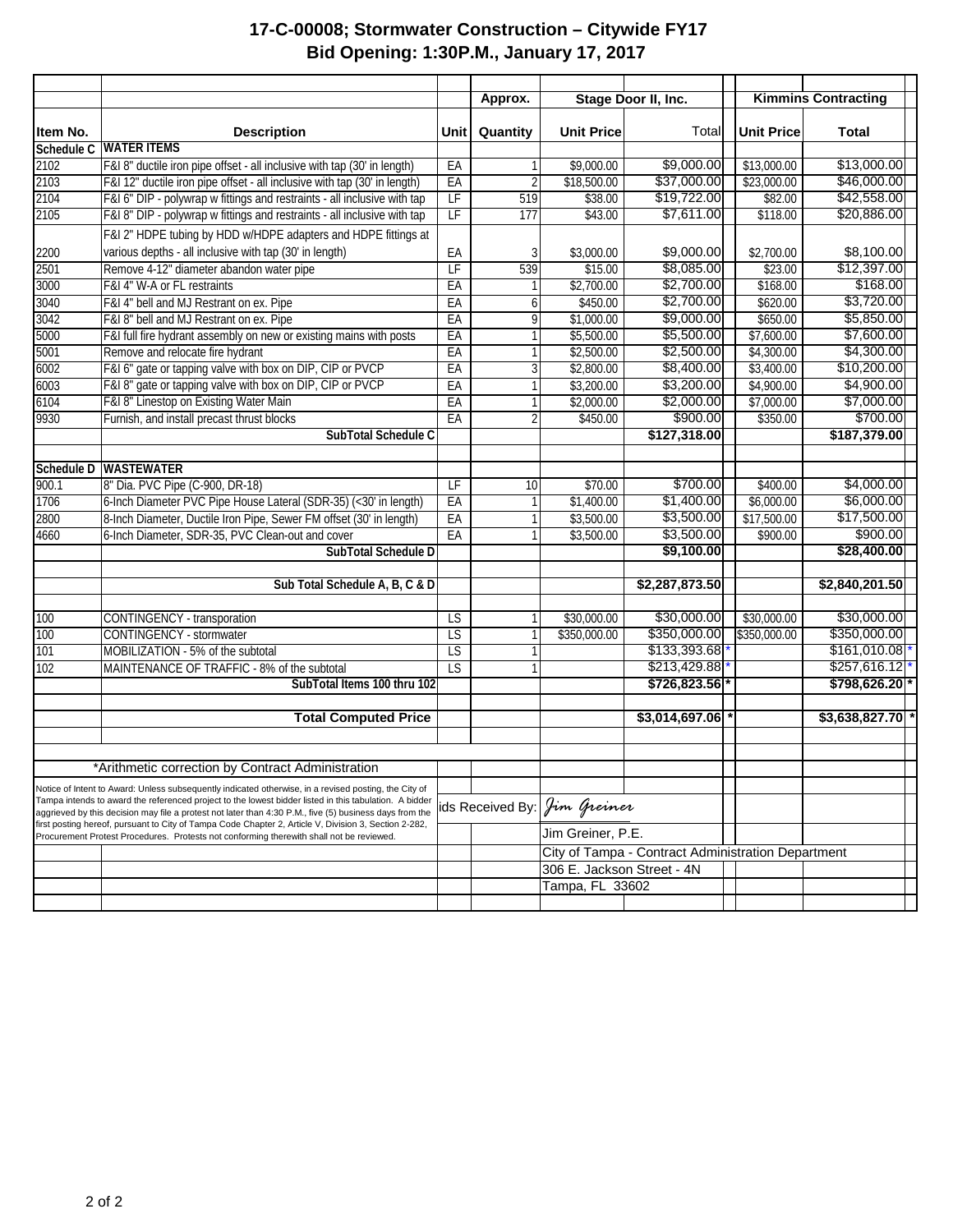# 17-C-00008; Stormwater Construction – Citywide FY17

## Bid Opening: 1:30P.M., January 17, 2017

| | | | Approx. | Stage Door II, Inc. | | Kimmins Contracting | |
|---|---|---|---|---|---|---|---|
| **Item No.** | **Description** | **Unit** | **Quantity** | **Unit Price** | **Total** | **Unit Price** | **Total** |
| **Schedule C** | **WATER ITEMS** | | | | | | |
| 2102 | F&I 8" ductile iron pipe offset - all inclusive with tap (30' in length) | EA | 1 | $9,000.00 | $9,000.00 | $13,000.00 | $13,000.00 |
| 2103 | F&I 12" ductile iron pipe offset - all inclusive with tap (30' in length) | EA | 2 | $18,500.00 | $37,000.00 | $23,000.00 | $46,000.00 |
| 2104 | F&I 6" DIP - polywrap w fittings and restraints - all inclusive with tap | LF | 519 | $38.00 | $19,722.00 | $82.00 | $42,558.00 |
| 2105 | F&I 8" DIP - polywrap w fittings and restraints - all inclusive with tap | LF | 177 | $43.00 | $7,611.00 | $118.00 | $20,886.00 |
| 2200 | F&I 2" HDPE tubing by HDD w/HDPE adapters and HDPE fittings at various depths - all inclusive with tap (30' in length) | EA | 3 | $3,000.00 | $9,000.00 | $2,700.00 | $8,100.00 |
| 2501 | Remove 4-12" diameter abandon water pipe | LF | 539 | $15.00 | $8,085.00 | $23.00 | $12,397.00 |
| 3000 | F&I 4" W-A or FL restraints | EA | 1 | $2,700.00 | $2,700.00 | $168.00 | $168.00 |
| 3040 | F&I 4" bell and MJ Restrant on ex. Pipe | EA | 6 | $450.00 | $2,700.00 | $620.00 | $3,720.00 |
| 3042 | F&I 8" bell and MJ Restrant on ex. Pipe | EA | 9 | $1,000.00 | $9,000.00 | $650.00 | $5,850.00 |
| 5000 | F&I full fire hydrant assembly on new or existing mains with posts | EA | 1 | $5,500.00 | $5,500.00 | $7,600.00 | $7,600.00 |
| 5001 | Remove and relocate fire hydrant | EA | 1 | $2,500.00 | $2,500.00 | $4,300.00 | $4,300.00 |
| 6002 | F&I 6" gate or tapping valve with box on DIP, CIP or PVCP | EA | 3 | $2,800.00 | $8,400.00 | $3,400.00 | $10,200.00 |
| 6003 | F&I 8" gate or tapping valve with box on DIP, CIP or PVCP | EA | 1 | $3,200.00 | $3,200.00 | $4,900.00 | $4,900.00 |
| 6104 | F&I 8" Linestop on Existing Water Main | EA | 1 | $2,000.00 | $2,000.00 | $7,000.00 | $7,000.00 |
| 9930 | Furnish, and install precast thrust blocks | EA | 2 | $450.00 | $900.00 | $350.00 | $700.00 |
| | **SubTotal Schedule C** | | | | **$127,318.00** | | **$187,379.00** |
| **Schedule D** | **WASTEWATER** | | | | | | |
| 900.1 | 8" Dia. PVC Pipe (C-900, DR-18) | LF | 10 | $70.00 | $700.00 | $400.00 | $4,000.00 |
| 1706 | 6-Inch Diameter PVC Pipe House Lateral (SDR-35) (<30' in length) | EA | 1 | $1,400.00 | $1,400.00 | $6,000.00 | $6,000.00 |
| 2800 | 8-Inch Diameter, Ductile Iron Pipe, Sewer FM offset (30' in length) | EA | 1 | $3,500.00 | $3,500.00 | $17,500.00 | $17,500.00 |
| 4660 | 6-Inch Diameter, SDR-35, PVC Clean-out and cover | EA | 1 | $3,500.00 | $3,500.00 | $900.00 | $900.00 |
| | **SubTotal Schedule D** | | | | **$9,100.00** | | **$28,400.00** |
| | **Sub Total Schedule A, B, C & D** | | | | **$2,287,873.50** | | **$2,840,201.50** |
| 100 | CONTINGENCY - transporation | LS | 1 | $30,000.00 | $30,000.00 | $30,000.00 | $30,000.00 |
| 100 | CONTINGENCY - stormwater | LS | 1 | $350,000.00 | $350,000.00 | $350,000.00 | $350,000.00 |
| 101 | MOBILIZATION - 5% of the subtotal | LS | 1 | | $133,393.68 * | | $161,010.08 * |
| 102 | MAINTENANCE OF TRAFFIC - 8% of the subtotal | LS | 1 | | $213,429.88 * | | $257,616.12 * |
| | **SubTotal Items 100 thru 102** | | | | **$726,823.56 *** | | **$798,626.20 *** |
| | **Total Computed Price** | | | | **$3,014,697.06 *** | | **$3,638,827.70 *** |

*Arithmetic correction by Contract Administration

Notice of Intent to Award: Unless subsequently indicated otherwise, in a revised posting, the City of Tampa intends to award the referenced project to the lowest bidder listed in this tabulation. A bidder aggrieved by this decision may file a protest not later than 4:30 P.M., five (5) business days from the first posting hereof, pursuant to City of Tampa Code Chapter 2, Article V, Division 3, Section 2-282, Procurement Protest Procedures. Protests not conforming therewith shall not be reviewed.

Bids Received By: *Jim Greiner*

Jim Greiner, P.E.
City of Tampa - Contract Administration Department
306 E. Jackson Street - 4N
Tampa, FL 33602